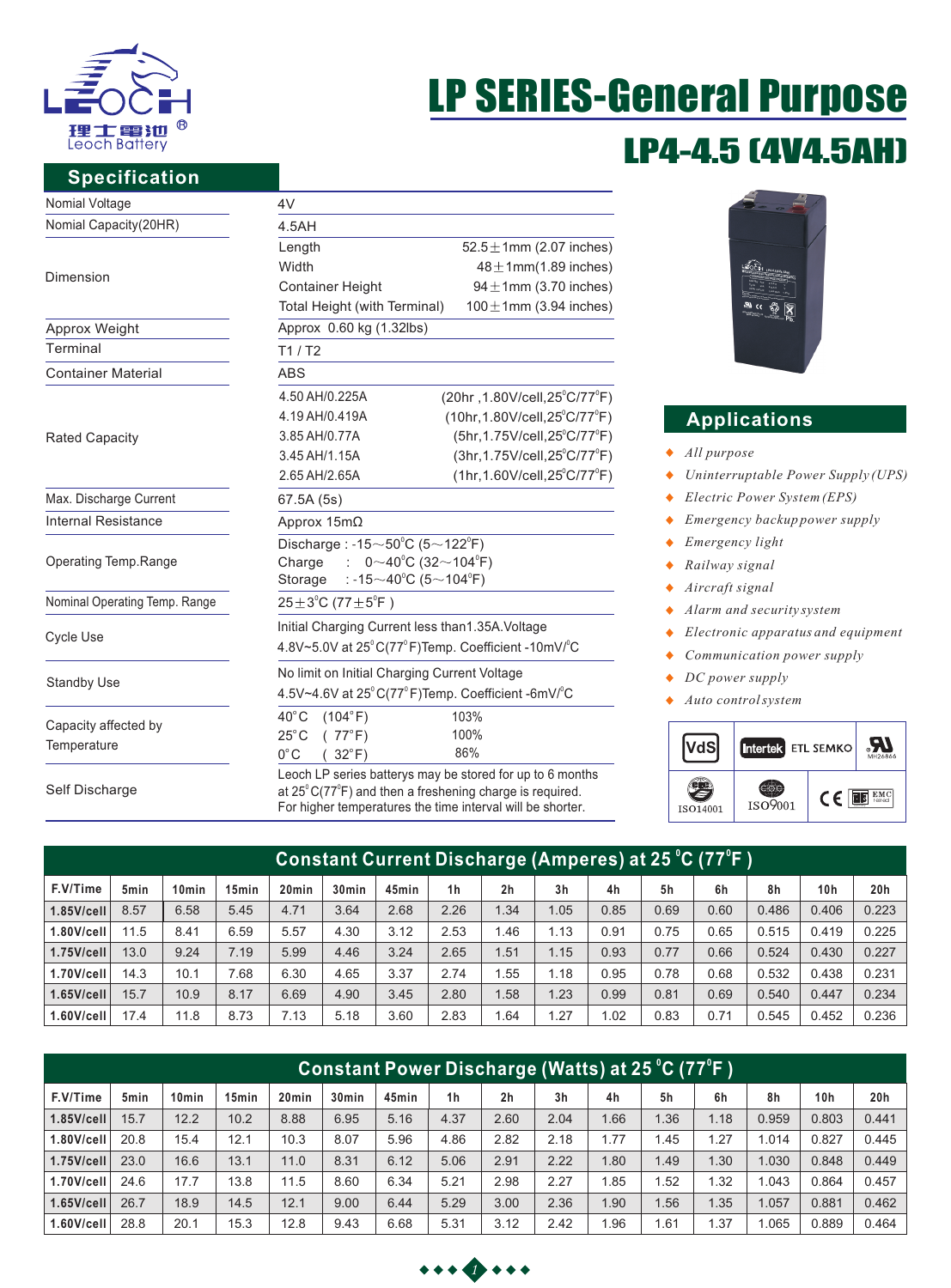理士電池 Leoch Battery

# LP SERIES-General Purpose

## LP4-4.5 (4V4.5AH)

## Specification

| | | |
|---|---|---|
| Nomial Voltage | 4V | |
| Nomial Capacity(20HR) | 4.5AH | |
| Dimension | Length | 52.5±1mm (2.07 inches) |
| | Width | 48±1mm(1.89 inches) |
| | Container Height | 94±1mm (3.70 inches) |
| | Total Height (with Terminal) | 100±1mm (3.94 inches) |
| Approx Weight | Approx 0.60 kg (1.32lbs) | |
| Terminal | T1 / T2 | |
| Container Material | ABS | |
| Rated Capacity | 4.50 AH/0.225A | (20hr ,1.80V/cell,25°C/77°F) |
| | 4.19 AH/0.419A | (10hr,1.80V/cell,25°C/77°F) |
| | 3.85 AH/0.77A | (5hr,1.75V/cell,25°C/77°F) |
| | 3.45 AH/1.15A | (3hr,1.75V/cell,25°C/77°F) |
| | 2.65 AH/2.65A | (1hr,1.60V/cell,25°C/77°F) |
| Max. Discharge Current | 67.5A (5s) | |
| Internal Resistance | Approx 15mΩ | |
| Operating Temp.Range | Discharge : -15～50°C (5～122°F)<br>Charge : 0～40°C (32～104°F)<br>Storage : -15～40°C (5～104°F) | |
| Nominal Operating Temp. Range | 25±3°C (77±5°F ) | |
| Cycle Use | Initial Charging Current less than1.35A.Voltage<br>4.8V~5.0V at 25°C(77°F)Temp. Coefficient -10mV/°C | |
| Standby Use | No limit on Initial Charging Current Voltage<br>4.5V~4.6V at 25°C(77°F)Temp. Coefficient -6mV/°C | |
| Capacity affected by Temperature | 40°C (104°F) | 103% |
| | 25°C ( 77°F) | 100% |
| | 0°C ( 32°F) | 86% |
| Self Discharge | Leoch LP series batterys may be stored for up to 6 months at 25°C(77°F) and then a freshening charge is required. For higher temperatures the time interval will be shorter. | |

## Applications

- *All purpose*
- *Uninterruptable Power Supply (UPS)*
- *Electric Power System (EPS)*
- *Emergency backup power supply*
- *Emergency light*
- *Railway signal*
- *Aircraft signal*
- *Alarm and security system*
- *Electronic apparatus and equipment*
- *Communication power supply*
- *DC power supply*
- *Auto control system*

VdS | Intertek ETL SEMKO | UL MH26866 | ISO14001 | ISO9001 | CE | EMC

## Constant Current Discharge (Amperes) at 25°C (77°F )

| F.V/Time | 5min | 10min | 15min | 20min | 30min | 45min | 1h | 2h | 3h | 4h | 5h | 6h | 8h | 10h | 20h |
|---|---|---|---|---|---|---|---|---|---|---|---|---|---|---|---|
| 1.85V/cell | 8.57 | 6.58 | 5.45 | 4.71 | 3.64 | 2.68 | 2.26 | 1.34 | 1.05 | 0.85 | 0.69 | 0.60 | 0.486 | 0.406 | 0.223 |
| 1.80V/cell | 11.5 | 8.41 | 6.59 | 5.57 | 4.30 | 3.12 | 2.53 | 1.46 | 1.13 | 0.91 | 0.75 | 0.65 | 0.515 | 0.419 | 0.225 |
| 1.75V/cell | 13.0 | 9.24 | 7.19 | 5.99 | 4.46 | 3.24 | 2.65 | 1.51 | 1.15 | 0.93 | 0.77 | 0.66 | 0.524 | 0.430 | 0.227 |
| 1.70V/cell | 14.3 | 10.1 | 7.68 | 6.30 | 4.65 | 3.37 | 2.74 | 1.55 | 1.18 | 0.95 | 0.78 | 0.68 | 0.532 | 0.438 | 0.231 |
| 1.65V/cell | 15.7 | 10.9 | 8.17 | 6.69 | 4.90 | 3.45 | 2.80 | 1.58 | 1.23 | 0.99 | 0.81 | 0.69 | 0.540 | 0.447 | 0.234 |
| 1.60V/cell | 17.4 | 11.8 | 8.73 | 7.13 | 5.18 | 3.60 | 2.83 | 1.64 | 1.27 | 1.02 | 0.83 | 0.71 | 0.545 | 0.452 | 0.236 |

## Constant Power Discharge (Watts) at 25°C (77°F )

| F.V/Time | 5min | 10min | 15min | 20min | 30min | 45min | 1h | 2h | 3h | 4h | 5h | 6h | 8h | 10h | 20h |
|---|---|---|---|---|---|---|---|---|---|---|---|---|---|---|---|
| 1.85V/cell | 15.7 | 12.2 | 10.2 | 8.88 | 6.95 | 5.16 | 4.37 | 2.60 | 2.04 | 1.66 | 1.36 | 1.18 | 0.959 | 0.803 | 0.441 |
| 1.80V/cell | 20.8 | 15.4 | 12.1 | 10.3 | 8.07 | 5.96 | 4.86 | 2.82 | 2.18 | 1.77 | 1.45 | 1.27 | 1.014 | 0.827 | 0.445 |
| 1.75V/cell | 23.0 | 16.6 | 13.1 | 11.0 | 8.31 | 6.12 | 5.06 | 2.91 | 2.22 | 1.80 | 1.49 | 1.30 | 1.030 | 0.848 | 0.449 |
| 1.70V/cell | 24.6 | 17.7 | 13.8 | 11.5 | 8.60 | 6.34 | 5.21 | 2.98 | 2.27 | 1.85 | 1.52 | 1.32 | 1.043 | 0.864 | 0.457 |
| 1.65V/cell | 26.7 | 18.9 | 14.5 | 12.1 | 9.00 | 6.44 | 5.29 | 3.00 | 2.36 | 1.90 | 1.56 | 1.35 | 1.057 | 0.881 | 0.462 |
| 1.60V/cell | 28.8 | 20.1 | 15.3 | 12.8 | 9.43 | 6.68 | 5.31 | 3.12 | 2.42 | 1.96 | 1.61 | 1.37 | 1.065 | 0.889 | 0.464 |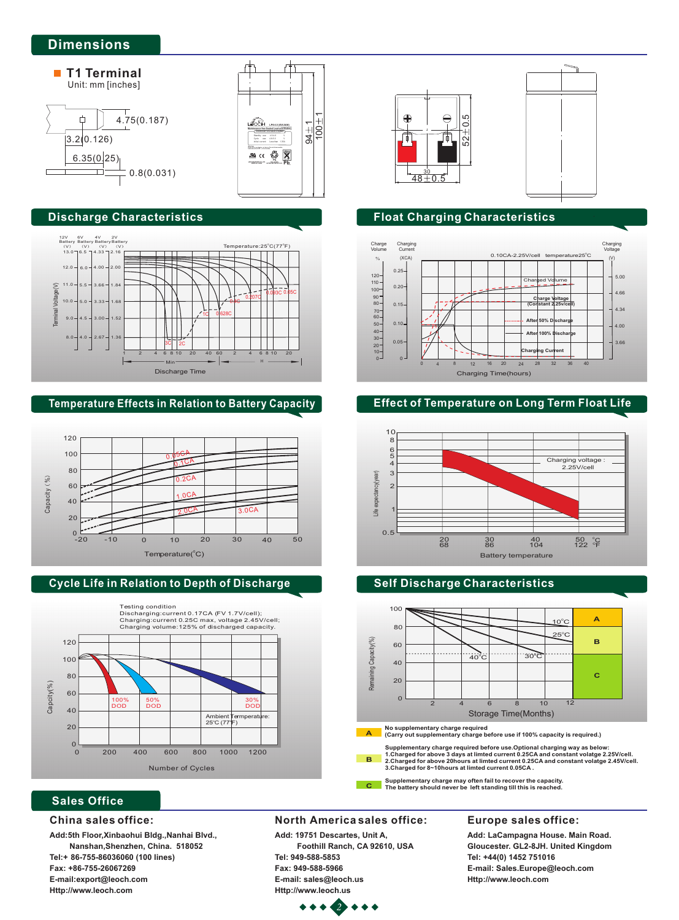## Dimensions

■ **T1 Terminal**
Unit: mm [inches]

4.75(0.187)
3.2(0.126)
6.35(0.25)
0.8(0.031)

94±1
100±1
52±0.5
30
48±0.5

## Discharge Characteristics

12V Battery (V) 6V Battery (V) 4V Battery (V) 2V Battery (V)
Temperature:25°C(77°F)
Terminal Voltage(V)
13.0 6.5 4.33 2.16
12.0 6.0 4.00 2.00
11.0 5.5 3.66 1.84
10.0 5.0 3.33 1.68
9.0 4.5 3.00 1.52
8.0 4.0 2.67 1.36
3C 2C 1C 0.628C 0.4C 0.207C 0.093C 0.05C
1 2 4 6 8 10 20 40 60 2 4 6 8 10 20
Min H
Discharge Time

## Float Charging Characteristics

Charge Volume %
Charging Current (XCA)
Charging Voltage (V)
0.10CA-2.25V/cell temperature25°C
Charged Volume
Charge Voltage (Constant 2.25v/cell)
After 50% Discharge
After 100% Discharge
Charging Current
0 4 8 12 16 20 24 28 32 36 40
Charging Time(hours)

## Temperature Effects in Relation to Battery Capacity

Capacity (%)
0.05CA 0.1CA 0.2CA 1.0CA 2.0CA 3.0CA
-20 -10 0 10 20 30 40 50
Temperature(°C)

## Effect of Temperature on Long Term Float Life

Life expectancy(year)
Charging voltage : 2.25V/cell
20 30 40 50 °C
68 86 104 122 °F
Battery temperature

## Cycle Life in Relation to Depth of Discharge

Testing condition
Discharging:current 0.17CA (FV 1.7V/cell);
Charging:current 0.25C max, voltage 2.45V/cell;
Charging volume:125% of discharged capacity.

Capacity(%)
100% DOD
50% DOD
30% DOD
Ambient Temperature: 25°C (77°F)
0 200 400 600 800 1000 1200
Number of Cycles

## Self Discharge Characteristics

Remaining Capacity(%)
10°C 25°C 40°C 30°C
A B C
2 4 6 8 10 12
Storage Time(Months)

**A** No supplementary charge required
(Carry out supplementary charge before use if 100% capacity is required.)

**B** Supplementary charge required before use.Optional charging way as below:
1.Charged for above 3 days at limted current 0.25CA and constant volatge 2.25V/cell.
2.Charged for above 20hours at limted current 0.25CA and constant volatge 2.45V/cell.
3.Charged for 8~10hours at limted current 0.05CA .

**C** Supplementary charge may often fail to recover the capacity.
The battery should never be left standing till this is reached.

## Sales Office

### China sales office:

Add:5th Floor,Xinbaohui Bldg.,Nanhai Blvd.,
Nanshan,Shenzhen, China. 518052
Tel:+ 86-755-86036060 (100 lines)
Fax: +86-755-26067269
E-mail:export@leoch.com
Http://www.leoch.com

### North America sales office:

Add: 19751 Descartes, Unit A,
Foothill Ranch, CA 92610, USA
Tel: 949-588-5853
Fax: 949-588-5966
E-mail: sales@leoch.us
Http://www.leoch.us

### Europe sales office:

Add: LaCampagna House. Main Road.
Gloucester. GL2-8JH. United Kingdom
Tel: +44(0) 1452 751016
E-mail: Sales.Europe@leoch.com
Http://www.leoch.com